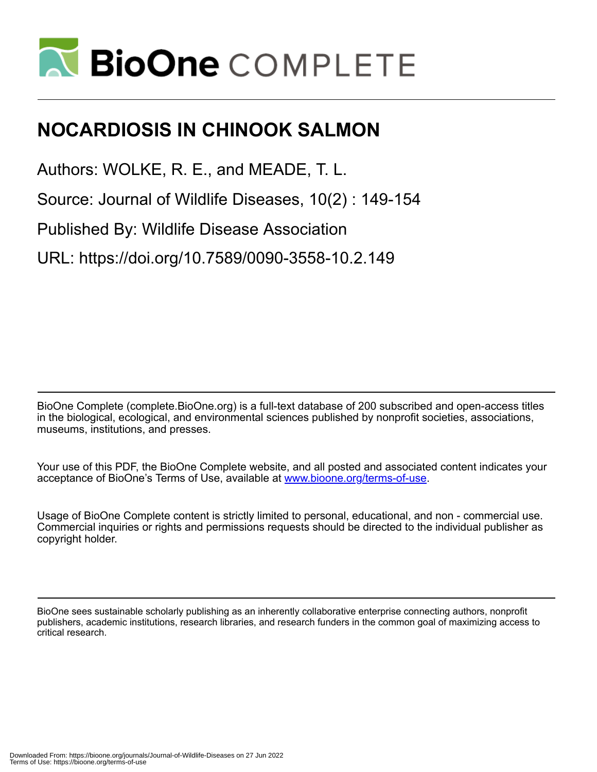# NOCARDIOSIS IN CHINOOK SALMON

Authors: WOLKE, R. E., and MEADE, T. L.

Source: Journal of Wildlife Diseases, 10(2) : 149-154

Published By: Wildlife Disease Association

URL: https://doi.org/10.7589/0090-3558-10.2.149

BioOne Complete (complete.BioOne.org) is a full-text database of 200 subscribed and open-access titles in the biological, ecological, and environmental sciences published by nonprofit societies, associations, museums, institutions, and presses.

Your use of this PDF, the BioOne Complete website, and all posted and associated content indicates your acceptance of BioOne's Terms of Use, available at www.bioone.org/terms-of-use.

Usage of BioOne Complete content is strictly limited to personal, educational, and non - commercial use. Commercial inquiries or rights and permissions requests should be directed to the individual publisher as copyright holder.

BioOne sees sustainable scholarly publishing as an inherently collaborative enterprise connecting authors, nonprofit publishers, academic institutions, research libraries, and research funders in the common goal of maximizing access to critical research.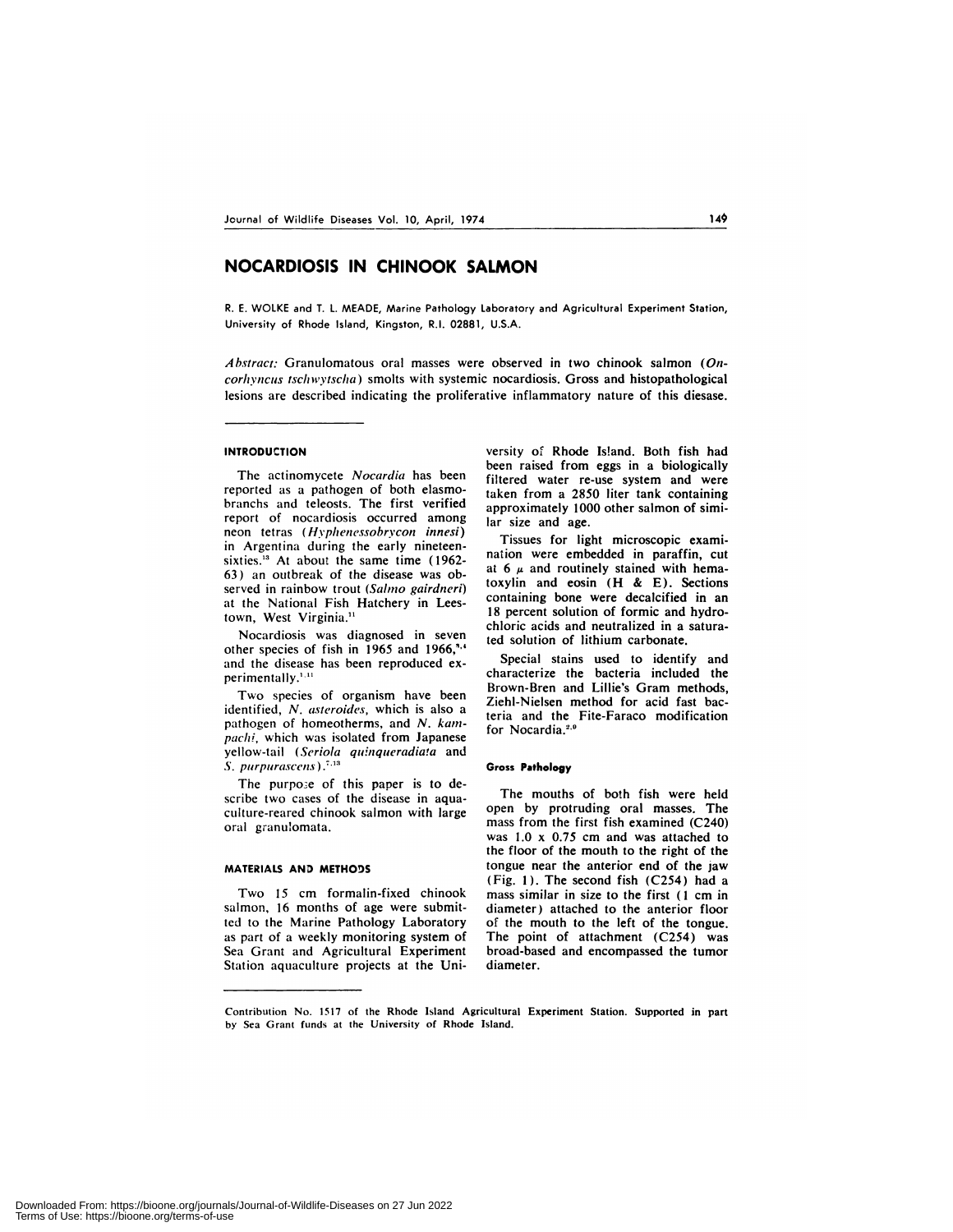# NOCARDIOSIS IN CHINOOK SALMON

R. E. WOLKE and T. L. MEADE, Marine Pathology Laboratory and Agricultural Experiment Station, University of Rhode Island, Kingston, R.I. 02881, U.S.A.

*Abstract:* Granulomatous oral masses were observed in two chinook salmon (*Oncorhyncus tschwytscha*) smolts with systemic nocardiosis. Gross and histopathological lesions are described indicating the proliferative inflammatory nature of this disease.

## INTRODUCTION

The actinomycete *Nocardia* has been reported as a pathogen of both elasmobranchs and teleosts. The first verified report of nocardiosis occurred among neon tetras (*Hyphenessobrycon innesi*) in Argentina during the early nineteen-sixties.[13] At about the same time (1962-63) an outbreak of the disease was observed in rainbow trout (*Salmo gairdneri*) at the National Fish Hatchery in Leestown, West Virginia.[11]

Nocardiosis was diagnosed in seven other species of fish in 1965 and 1966,[3,4] and the disease has been reproduced experimentally.[1,11]

Two species of organism have been identified, *N. asteroides*, which is also a pathogen of homeotherms, and *N. kampachi*, which was isolated from Japanese yellow-tail (*Seriola quinqueradiata* and *S. purpurascens*).[7,13]

The purpose of this paper is to describe two cases of the disease in aquaculture-reared chinook salmon with large oral granulomata.

## MATERIALS AND METHODS

Two 15 cm formalin-fixed chinook salmon, 16 months of age were submitted to the Marine Pathology Laboratory as part of a weekly monitoring system of Sea Grant and Agricultural Experiment Station aquaculture projects at the University of Rhode Island. Both fish had been raised from eggs in a biologically filtered water re-use system and were taken from a 2850 liter tank containing approximately 1000 other salmon of similar size and age.

Tissues for light microscopic examination were embedded in paraffin, cut at 6 $\mu$ and routinely stained with hematoxylin and eosin (H & E). Sections containing bone were decalcified in an 18 percent solution of formic and hydrochloric acids and neutralized in a saturated solution of lithium carbonate.

Special stains used to identify and characterize the bacteria included the Brown-Bren and Lillie's Gram methods, Ziehl-Nielsen method for acid fast bacteria and the Fite-Faraco modification for Nocardia.[2,9]

### Gross Pathology

The mouths of both fish were held open by protruding oral masses. The mass from the first fish examined (C240) was 1.0 x 0.75 cm and was attached to the floor of the mouth to the right of the tongue near the anterior end of the jaw (Fig. 1). The second fish (C254) had a mass similar in size to the first (1 cm in diameter) attached to the anterior floor of the mouth to the left of the tongue. The point of attachment (C254) was broad-based and encompassed the tumor diameter.

Contribution No. 1517 of the Rhode Island Agricultural Experiment Station. Supported in part by Sea Grant funds at the University of Rhode Island.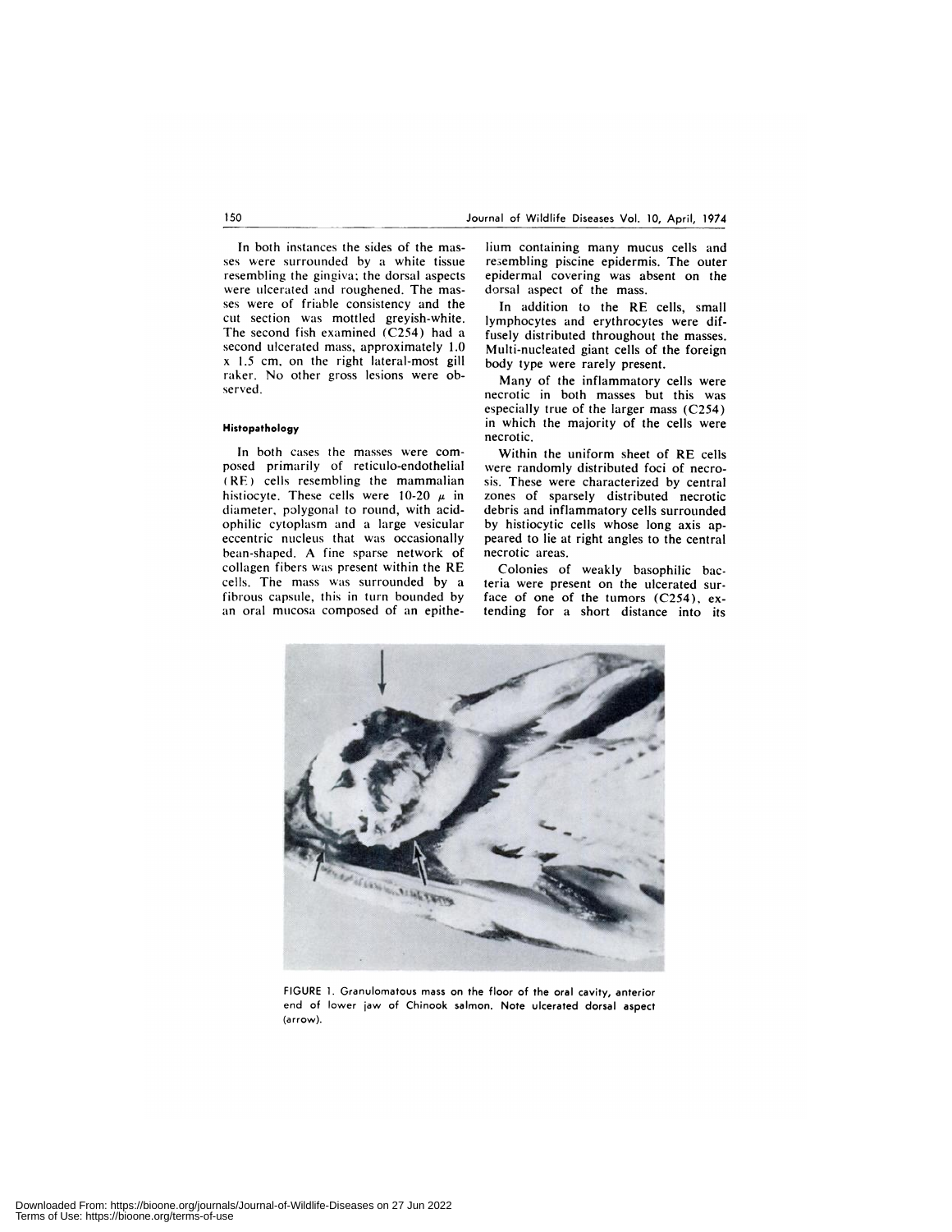In both instances the sides of the masses were surrounded by a white tissue resembling the gingiva; the dorsal aspects were ulcerated and roughened. The masses were of friable consistency and the cut section was mottled greyish-white. The second fish examined (C254) had a second ulcerated mass, approximately 1.0 x 1.5 cm, on the right lateral-most gill raker. No other gross lesions were observed.

#### Histopathology

In both cases the masses were composed primarily of reticulo-endothelial (RE) cells resembling the mammalian histiocyte. These cells were 10-20 $\mu$ in diameter, polygonal to round, with acidophilic cytoplasm and a large vesicular eccentric nucleus that was occasionally bean-shaped. A fine sparse network of collagen fibers was present within the RE cells. The mass was surrounded by a fibrous capsule, this in turn bounded by an oral mucosa composed of an epithelium containing many mucus cells and resembling piscine epidermis. The outer epidermal covering was absent on the dorsal aspect of the mass.

In addition to the RE cells, small lymphocytes and erythrocytes were diffusely distributed throughout the masses. Multi-nucleated giant cells of the foreign body type were rarely present.

Many of the inflammatory cells were necrotic in both masses but this was especially true of the larger mass (C254) in which the majority of the cells were necrotic.

Within the uniform sheet of RE cells were randomly distributed foci of necrosis. These were characterized by central zones of sparsely distributed necrotic debris and inflammatory cells surrounded by histiocytic cells whose long axis appeared to lie at right angles to the central necrotic areas.

Colonies of weakly basophilic bacteria were present on the ulcerated surface of one of the tumors (C254), extending for a short distance into its

FIGURE 1. Granulomatous mass on the floor of the oral cavity, anterior end of lower jaw of Chinook salmon. Note ulcerated dorsal aspect (arrow).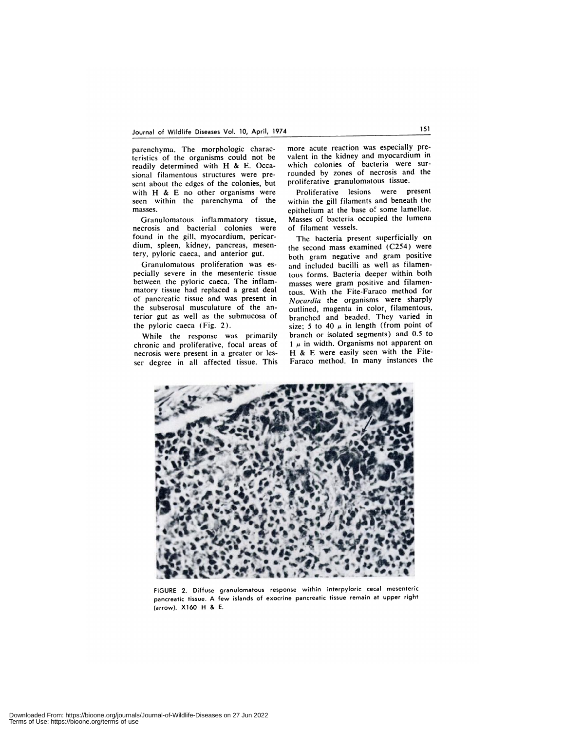parenchyma. The morphologic characteristics of the organisms could not be readily determined with H & E. Occasional filamentous structures were present about the edges of the colonies, but with H & E no other organisms were seen within the parenchyma of the masses.

Granulomatous inflammatory tissue, necrosis and bacterial colonies were found in the gill, myocardium, pericardium, spleen, kidney, pancreas, mesentery, pyloric caeca, and anterior gut.

Granulomatous proliferation was especially severe in the mesenteric tissue between the pyloric caeca. The inflammatory tissue had replaced a great deal of pancreatic tissue and was present in the subserosal musculature of the anterior gut as well as the submucosa of the pyloric caeca (Fig. 2).

While the response was primarily chronic and proliferative, focal areas of necrosis were present in a greater or lesser degree in all affected tissue. This more acute reaction was especially prevalent in the kidney and myocardium in which colonies of bacteria were surrounded by zones of necrosis and the proliferative granulomatous tissue.

Proliferative lesions were present within the gill filaments and beneath the epithelium at the base of some lamellae. Masses of bacteria occupied the lumena of filament vessels.

The bacteria present superficially on the second mass examined (C254) were both gram negative and gram positive and included bacilli as well as filamentous forms. Bacteria deeper within both masses were gram positive and filamentous. With the Fite-Faraco method for *Nocardia* the organisms were sharply outlined, magenta in color, filamentous, branched and beaded. They varied in size; 5 to 40 $\mu$ in length (from point of branch or isolated segments) and 0.5 to 1 $\mu$ in width. Organisms not apparent on H & E were easily seen with the Fite-Faraco method. In many instances the

FIGURE 2. Diffuse granulomatous response within interpyloric cecal mesenteric pancreatic tissue. A few islands of exocrine pancreatic tissue remain at upper right (arrow). X160 H & E.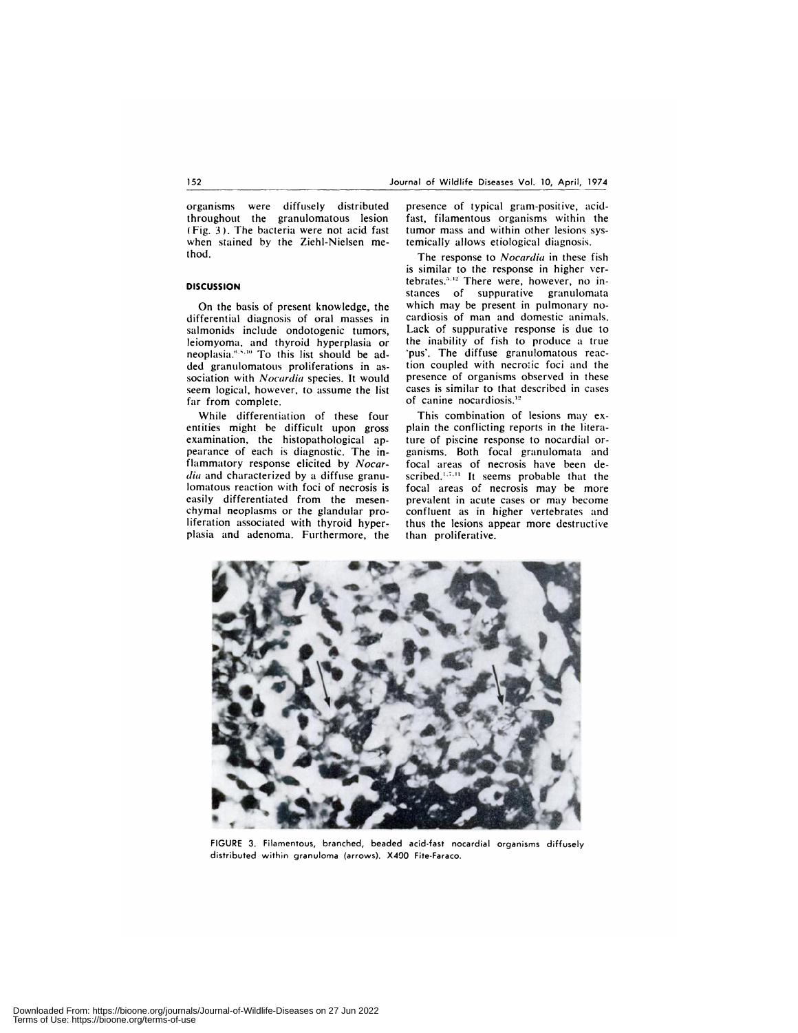organisms were diffusely distributed throughout the granulomatous lesion (Fig. 3). The bacteria were not acid fast when stained by the Ziehl-Nielsen method.

## DISCUSSION

On the basis of present knowledge, the differential diagnosis of oral masses in salmonids include ondotogenic tumors, leiomyoma, and thyroid hyperplasia or neoplasia.[4,8,10] To this list should be added granulomatous proliferations in association with *Nocardia* species. It would seem logical, however, to assume the list far from complete.

While differentiation of these four entities might be difficult upon gross examination, the histopathological appearance of each is diagnostic. The inflammatory response elicited by *Nocardia* and characterized by a diffuse granulomatous reaction with foci of necrosis is easily differentiated from the mesenchymal neoplasms or the glandular proliferation associated with thyroid hyperplasia and adenoma. Furthermore, the presence of typical gram-positive, acid-fast, filamentous organisms within the tumor mass and within other lesions systemically allows etiological diagnosis.

The response to *Nocardia* in these fish is similar to the response in higher vertebrates.[5,12] There were, however, no instances of suppurative granulomata which may be present in pulmonary nocardiosis of man and domestic animals. Lack of suppurative response is due to the inability of fish to produce a true 'pus'. The diffuse granulomatous reaction coupled with necrotic foci and the presence of organisms observed in these cases is similar to that described in cases of canine nocardiosis.[12]

This combination of lesions may explain the conflicting reports in the literature of piscine response to nocardial organisms. Both focal granulomata and focal areas of necrosis have been described.[1,7,11] It seems probable that the focal areas of necrosis may be more prevalent in acute cases or may become confluent as in higher vertebrates and thus the lesions appear more destructive than proliferative.

FIGURE 3. Filamentous, branched, beaded acid-fast nocardial organisms diffusely distributed within granuloma (arrows). X400 Fite-Faraco.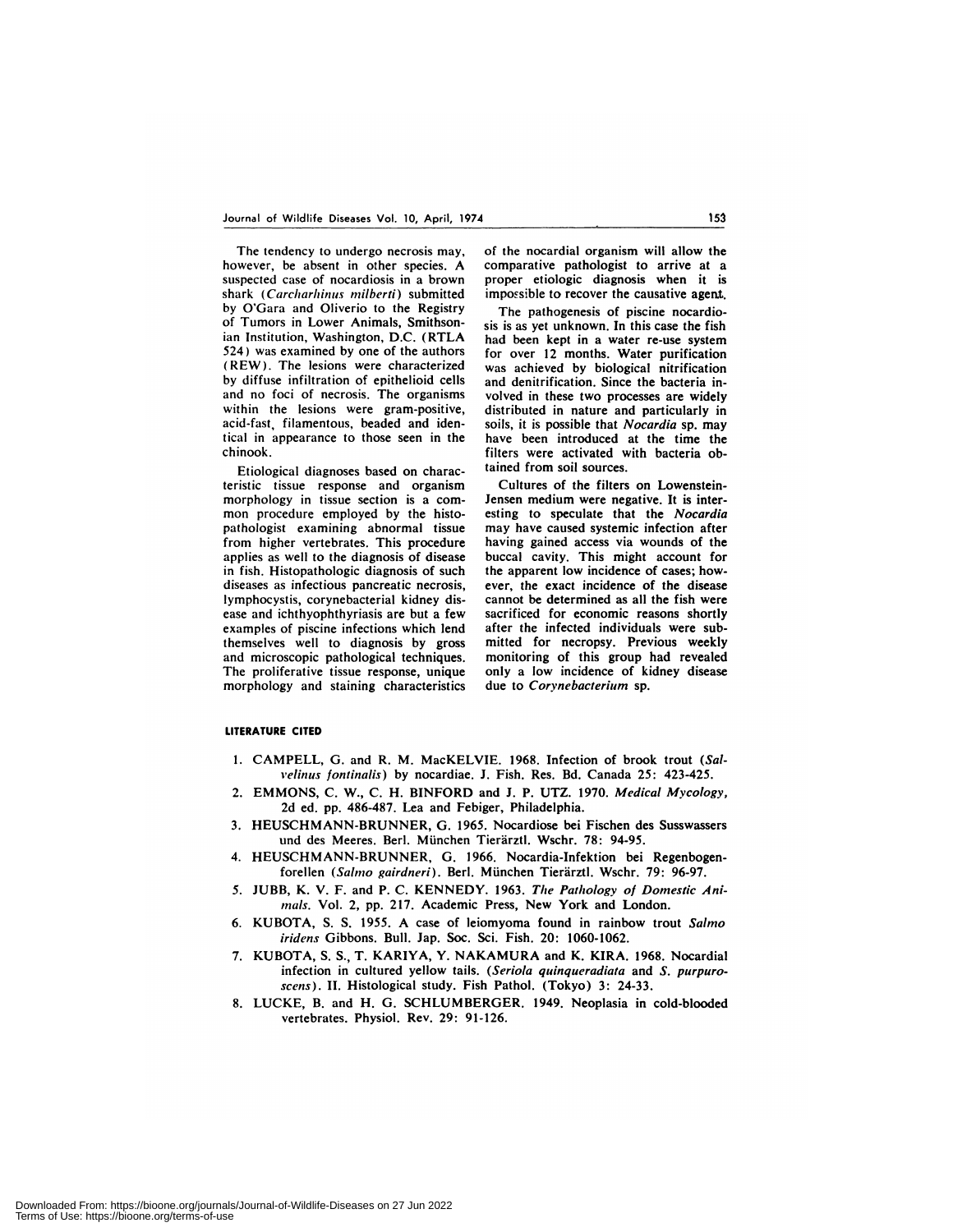The tendency to undergo necrosis may, however, be absent in other species. A suspected case of nocardiosis in a brown shark (*Carcharhinus milberti*) submitted by O'Gara and Oliverio to the Registry of Tumors in Lower Animals, Smithsonian Institution, Washington, D.C. (RTLA 524) was examined by one of the authors (REW). The lesions were characterized by diffuse infiltration of epithelioid cells and no foci of necrosis. The organisms within the lesions were gram-positive, acid-fast, filamentous, beaded and identical in appearance to those seen in the chinook.

Etiological diagnoses based on characteristic tissue response and organism morphology in tissue section is a common procedure employed by the histopathologist examining abnormal tissue from higher vertebrates. This procedure applies as well to the diagnosis of disease in fish. Histopathologic diagnosis of such diseases as infectious pancreatic necrosis, lymphocystis, corynebacterial kidney disease and ichthyophthyriasis are but a few examples of piscine infections which lend themselves well to diagnosis by gross and microscopic pathological techniques. The proliferative tissue response, unique morphology and staining characteristics of the nocardial organism will allow the comparative pathologist to arrive at a proper etiologic diagnosis when it is impossible to recover the causative agent.

The pathogenesis of piscine nocardiosis is as yet unknown. In this case the fish had been kept in a water re-use system for over 12 months. Water purification was achieved by biological nitrification and denitrification. Since the bacteria involved in these two processes are widely distributed in nature and particularly in soils, it is possible that *Nocardia* sp. may have been introduced at the time the filters were activated with bacteria obtained from soil sources.

Cultures of the filters on Lowenstein-Jensen medium were negative. It is interesting to speculate that the *Nocardia* may have caused systemic infection after having gained access via wounds of the buccal cavity. This might account for the apparent low incidence of cases; however, the exact incidence of the disease cannot be determined as all the fish were sacrificed for economic reasons shortly after the infected individuals were submitted for necropsy. Previous weekly monitoring of this group had revealed only a low incidence of kidney disease due to *Corynebacterium* sp.

## LITERATURE CITED

1. CAMPELL, G. and R. M. MacKELVIE. 1968. Infection of brook trout (*Salvelinus fontinalis*) by nocardiae. J. Fish. Res. Bd. Canada 25: 423-425.
2. EMMONS, C. W., C. H. BINFORD and J. P. UTZ. 1970. *Medical Mycology*, 2d ed. pp. 486-487. Lea and Febiger, Philadelphia.
3. HEUSCHMANN-BRUNNER, G. 1965. Nocardiose bei Fischen des Susswassers und des Meeres. Berl. München Tierärztl. Wschr. 78: 94-95.
4. HEUSCHMANN-BRUNNER, G. 1966. Nocardia-Infektion bei Regenbogenforellen (*Salmo gairdneri*). Berl. München Tierärztl. Wschr. 79: 96-97.
5. JUBB, K. V. F. and P. C. KENNEDY. 1963. *The Pathology of Domestic Animals*. Vol. 2, pp. 217. Academic Press, New York and London.
6. KUBOTA, S. S. 1955. A case of leiomyoma found in rainbow trout *Salmo iridens* Gibbons. Bull. Jap. Soc. Sci. Fish. 20: 1060-1062.
7. KUBOTA, S. S., T. KARIYA, Y. NAKAMURA and K. KIRA. 1968. Nocardial infection in cultured yellow tails. (*Seriola quinqueradiata* and *S. purpurascens*). II. Histological study. Fish Pathol. (Tokyo) 3: 24-33.
8. LUCKE, B. and H. G. SCHLUMBERGER. 1949. Neoplasia in cold-blooded vertebrates. Physiol. Rev. 29: 91-126.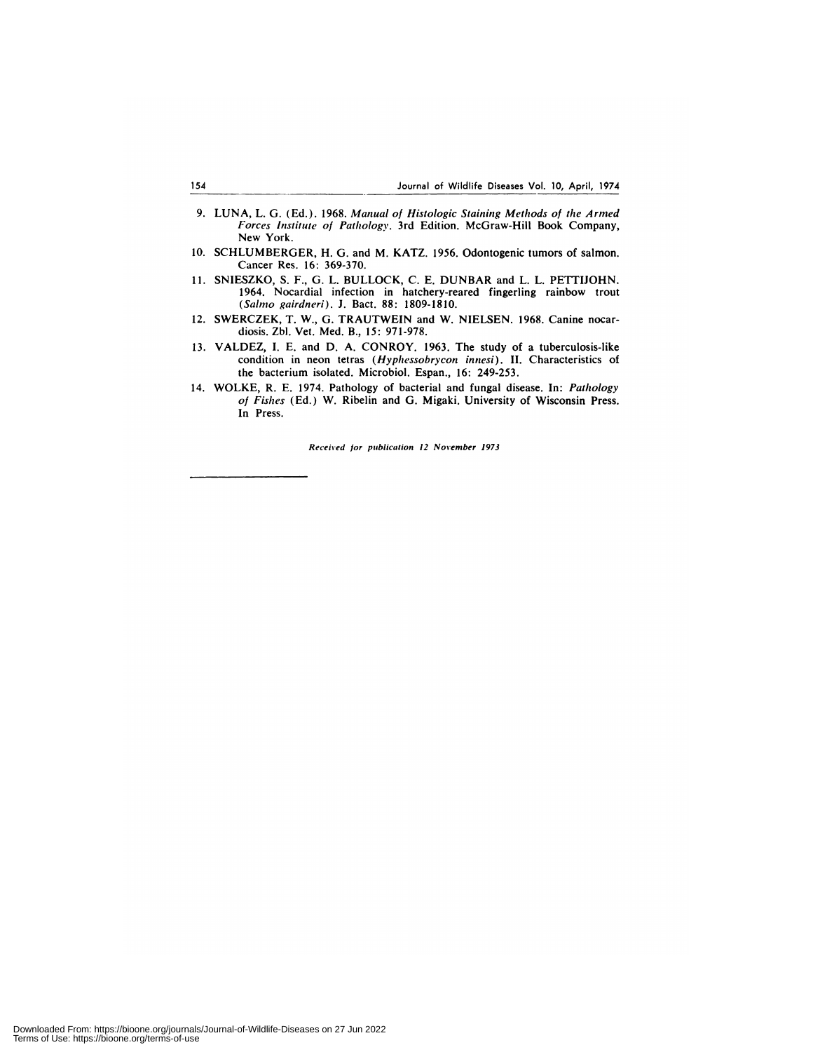9. LUNA, L. G. (Ed.). 1968. *Manual of Histologic Staining Methods of the Armed Forces Institute of Pathology*. 3rd Edition. McGraw-Hill Book Company, New York.
10. SCHLUMBERGER, H. G. and M. KATZ. 1956. Odontogenic tumors of salmon. Cancer Res. 16: 369-370.
11. SNIESZKO, S. F., G. L. BULLOCK, C. E. DUNBAR and L. L. PETTIJOHN. 1964. Nocardial infection in hatchery-reared fingerling rainbow trout (*Salmo gairdneri*). J. Bact. 88: 1809-1810.
12. SWERCZEK, T. W., G. TRAUTWEIN and W. NIELSEN. 1968. Canine nocardiosis. Zbl. Vet. Med. B., 15: 971-978.
13. VALDEZ, I. E. and D. A. CONROY. 1963. The study of a tuberculosis-like condition in neon tetras (*Hyphessobrycon innesi*). II. Characteristics of the bacterium isolated. Microbiol. Espan., 16: 249-253.
14. WOLKE, R. E. 1974. Pathology of bacterial and fungal disease. In: *Pathology of Fishes* (Ed.) W. Ribelin and G. Migaki. University of Wisconsin Press. In Press.

*Received for publication 12 November 1973*